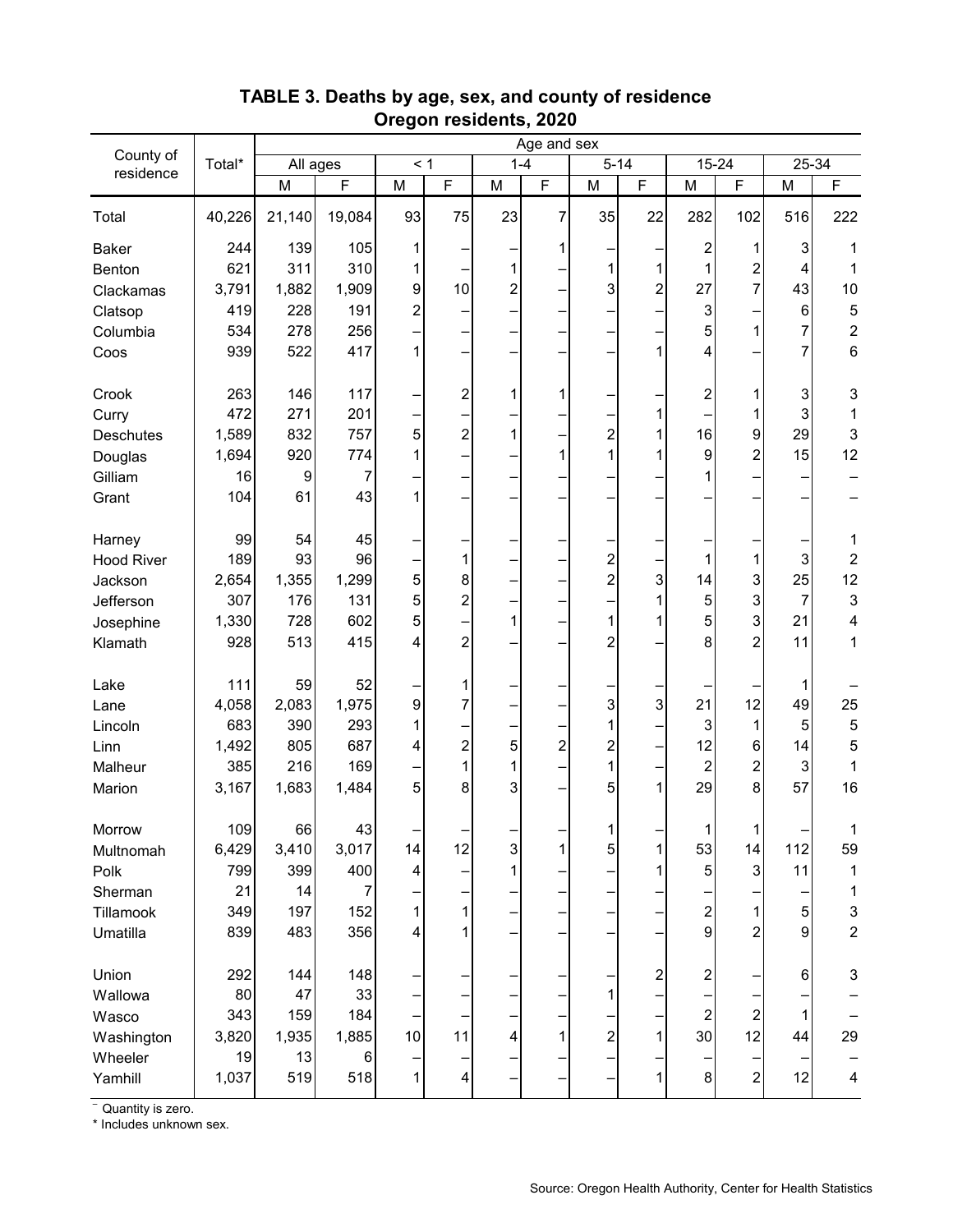## TABLE 3. Deaths by age, sex, and county of residence
## Oregon residents, 2020

| County of residence | Total* | Age and sex | | | | | | | | | | | |
|---|---|---|---|---|---|---|---|---|---|---|---|---|---|
| | | All ages | | < 1 | | 1-4 | | 5-14 | | 15-24 | | 25-34 | |
| | | M | F | M | F | M | F | M | F | M | F | M | F |
| Total | 40,226 | 21,140 | 19,084 | 93 | 75 | 23 | 7 | 35 | 22 | 282 | 102 | 516 | 222 |
| Baker | 244 | 139 | 105 | 1 | – | – | 1 | – | – | 2 | 1 | 3 | 1 |
| Benton | 621 | 311 | 310 | 1 | – | 1 | – | 1 | 1 | 1 | 2 | 4 | 1 |
| Clackamas | 3,791 | 1,882 | 1,909 | 9 | 10 | 2 | – | 3 | 2 | 27 | 7 | 43 | 10 |
| Clatsop | 419 | 228 | 191 | 2 | – | – | – | – | – | 3 | – | 6 | 5 |
| Columbia | 534 | 278 | 256 | – | – | – | – | – | – | 5 | 1 | 7 | 2 |
| Coos | 939 | 522 | 417 | 1 | – | – | – | – | 1 | 4 | – | 7 | 6 |
| Crook | 263 | 146 | 117 | – | 2 | 1 | 1 | – | – | 2 | 1 | 3 | 3 |
| Curry | 472 | 271 | 201 | – | – | – | – | – | 1 | – | 1 | 3 | 1 |
| Deschutes | 1,589 | 832 | 757 | 5 | 2 | 1 | – | 2 | 1 | 16 | 9 | 29 | 3 |
| Douglas | 1,694 | 920 | 774 | 1 | – | – | 1 | 1 | 1 | 9 | 2 | 15 | 12 |
| Gilliam | 16 | 9 | 7 | – | – | – | – | – | – | 1 | – | – | – |
| Grant | 104 | 61 | 43 | 1 | – | – | – | – | – | – | – | – | – |
| Harney | 99 | 54 | 45 | – | – | – | – | – | – | – | – | – | 1 |
| Hood River | 189 | 93 | 96 | – | 1 | – | – | 2 | – | 1 | 1 | 3 | 2 |
| Jackson | 2,654 | 1,355 | 1,299 | 5 | 8 | – | – | 2 | 3 | 14 | 3 | 25 | 12 |
| Jefferson | 307 | 176 | 131 | 5 | 2 | – | – | – | 1 | 5 | 3 | 7 | 3 |
| Josephine | 1,330 | 728 | 602 | 5 | – | 1 | – | 1 | 1 | 5 | 3 | 21 | 4 |
| Klamath | 928 | 513 | 415 | 4 | 2 | – | – | 2 | – | 8 | 2 | 11 | 1 |
| Lake | 111 | 59 | 52 | – | 1 | – | – | – | – | – | – | 1 | – |
| Lane | 4,058 | 2,083 | 1,975 | 9 | 7 | – | – | 3 | 3 | 21 | 12 | 49 | 25 |
| Lincoln | 683 | 390 | 293 | 1 | – | – | – | 1 | – | 3 | 1 | 5 | 5 |
| Linn | 1,492 | 805 | 687 | 4 | 2 | 5 | 2 | 2 | – | 12 | 6 | 14 | 5 |
| Malheur | 385 | 216 | 169 | – | 1 | 1 | – | 1 | – | 2 | 2 | 3 | 1 |
| Marion | 3,167 | 1,683 | 1,484 | 5 | 8 | 3 | – | 5 | 1 | 29 | 8 | 57 | 16 |
| Morrow | 109 | 66 | 43 | – | – | – | – | 1 | – | 1 | 1 | – | 1 |
| Multnomah | 6,429 | 3,410 | 3,017 | 14 | 12 | 3 | 1 | 5 | 1 | 53 | 14 | 112 | 59 |
| Polk | 799 | 399 | 400 | 4 | – | 1 | – | – | 1 | 5 | 3 | 11 | 1 |
| Sherman | 21 | 14 | 7 | – | – | – | – | – | – | – | – | – | 1 |
| Tillamook | 349 | 197 | 152 | 1 | 1 | – | – | – | – | 2 | 1 | 5 | 3 |
| Umatilla | 839 | 483 | 356 | 4 | 1 | – | – | – | – | 9 | 2 | 9 | 2 |
| Union | 292 | 144 | 148 | – | – | – | – | – | 2 | 2 | – | 6 | 3 |
| Wallowa | 80 | 47 | 33 | – | – | – | – | 1 | – | – | – | – | – |
| Wasco | 343 | 159 | 184 | – | – | – | – | – | – | 2 | 2 | 1 | – |
| Washington | 3,820 | 1,935 | 1,885 | 10 | 11 | 4 | 1 | 2 | 1 | 30 | 12 | 44 | 29 |
| Wheeler | 19 | 13 | 6 | – | – | – | – | – | – | – | – | – | – |
| Yamhill | 1,037 | 519 | 518 | 1 | 4 | – | – | – | 1 | 8 | 2 | 12 | 4 |

– Quantity is zero.
\* Includes unknown sex.

Source: Oregon Health Authority, Center for Health Statistics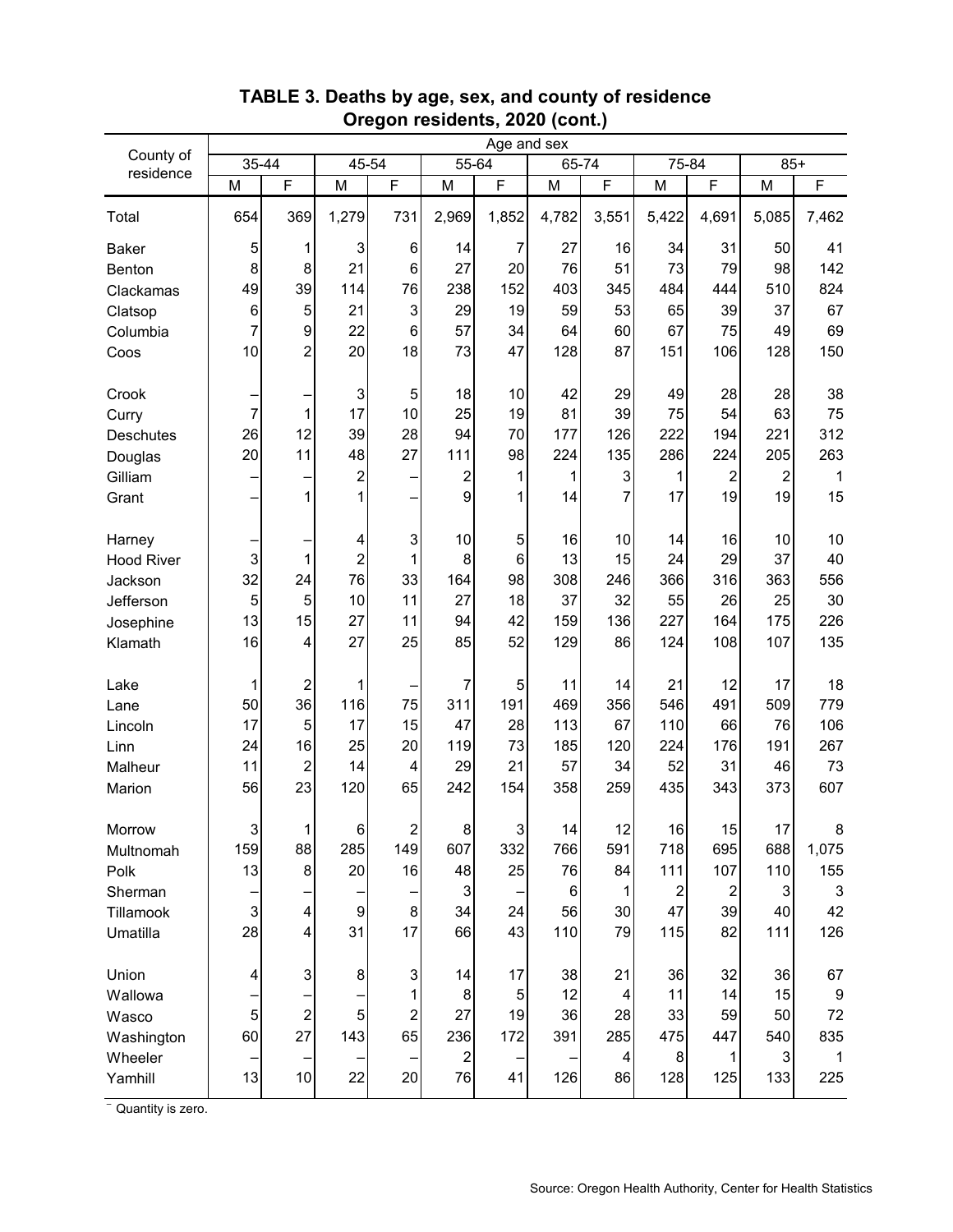## TABLE 3. Deaths by age, sex, and county of residence Oregon residents, 2020 (cont.)

| County of residence | Age and sex | | | | | | | | | | | |
|---|---|---|---|---|---|---|---|---|---|---|---|---|
| | 35-44 | | 45-54 | | 55-64 | | 65-74 | | 75-84 | | 85+ | |
| | M | F | M | F | M | F | M | F | M | F | M | F |
| Total | 654 | 369 | 1,279 | 731 | 2,969 | 1,852 | 4,782 | 3,551 | 5,422 | 4,691 | 5,085 | 7,462 |
| Baker | 5 | 1 | 3 | 6 | 14 | 7 | 27 | 16 | 34 | 31 | 50 | 41 |
| Benton | 8 | 8 | 21 | 6 | 27 | 20 | 76 | 51 | 73 | 79 | 98 | 142 |
| Clackamas | 49 | 39 | 114 | 76 | 238 | 152 | 403 | 345 | 484 | 444 | 510 | 824 |
| Clatsop | 6 | 5 | 21 | 3 | 29 | 19 | 59 | 53 | 65 | 39 | 37 | 67 |
| Columbia | 7 | 9 | 22 | 6 | 57 | 34 | 64 | 60 | 67 | 75 | 49 | 69 |
| Coos | 10 | 2 | 20 | 18 | 73 | 47 | 128 | 87 | 151 | 106 | 128 | 150 |
| Crook | – | – | 3 | 5 | 18 | 10 | 42 | 29 | 49 | 28 | 28 | 38 |
| Curry | 7 | 1 | 17 | 10 | 25 | 19 | 81 | 39 | 75 | 54 | 63 | 75 |
| Deschutes | 26 | 12 | 39 | 28 | 94 | 70 | 177 | 126 | 222 | 194 | 221 | 312 |
| Douglas | 20 | 11 | 48 | 27 | 111 | 98 | 224 | 135 | 286 | 224 | 205 | 263 |
| Gilliam | – | – | 2 | – | 2 | 1 | 1 | 3 | 1 | 2 | 2 | 1 |
| Grant | – | 1 | 1 | – | 9 | 1 | 14 | 7 | 17 | 19 | 19 | 15 |
| Harney | – | – | 4 | 3 | 10 | 5 | 16 | 10 | 14 | 16 | 10 | 10 |
| Hood River | 3 | 1 | 2 | 1 | 8 | 6 | 13 | 15 | 24 | 29 | 37 | 40 |
| Jackson | 32 | 24 | 76 | 33 | 164 | 98 | 308 | 246 | 366 | 316 | 363 | 556 |
| Jefferson | 5 | 5 | 10 | 11 | 27 | 18 | 37 | 32 | 55 | 26 | 25 | 30 |
| Josephine | 13 | 15 | 27 | 11 | 94 | 42 | 159 | 136 | 227 | 164 | 175 | 226 |
| Klamath | 16 | 4 | 27 | 25 | 85 | 52 | 129 | 86 | 124 | 108 | 107 | 135 |
| Lake | 1 | 2 | 1 | – | 7 | 5 | 11 | 14 | 21 | 12 | 17 | 18 |
| Lane | 50 | 36 | 116 | 75 | 311 | 191 | 469 | 356 | 546 | 491 | 509 | 779 |
| Lincoln | 17 | 5 | 17 | 15 | 47 | 28 | 113 | 67 | 110 | 66 | 76 | 106 |
| Linn | 24 | 16 | 25 | 20 | 119 | 73 | 185 | 120 | 224 | 176 | 191 | 267 |
| Malheur | 11 | 2 | 14 | 4 | 29 | 21 | 57 | 34 | 52 | 31 | 46 | 73 |
| Marion | 56 | 23 | 120 | 65 | 242 | 154 | 358 | 259 | 435 | 343 | 373 | 607 |
| Morrow | 3 | 1 | 6 | 2 | 8 | 3 | 14 | 12 | 16 | 15 | 17 | 8 |
| Multnomah | 159 | 88 | 285 | 149 | 607 | 332 | 766 | 591 | 718 | 695 | 688 | 1,075 |
| Polk | 13 | 8 | 20 | 16 | 48 | 25 | 76 | 84 | 111 | 107 | 110 | 155 |
| Sherman | – | – | – | – | 3 | – | 6 | 1 | 2 | 2 | 3 | 3 |
| Tillamook | 3 | 4 | 9 | 8 | 34 | 24 | 56 | 30 | 47 | 39 | 40 | 42 |
| Umatilla | 28 | 4 | 31 | 17 | 66 | 43 | 110 | 79 | 115 | 82 | 111 | 126 |
| Union | 4 | 3 | 8 | 3 | 14 | 17 | 38 | 21 | 36 | 32 | 36 | 67 |
| Wallowa | – | – | – | 1 | 8 | 5 | 12 | 4 | 11 | 14 | 15 | 9 |
| Wasco | 5 | 2 | 5 | 2 | 27 | 19 | 36 | 28 | 33 | 59 | 50 | 72 |
| Washington | 60 | 27 | 143 | 65 | 236 | 172 | 391 | 285 | 475 | 447 | 540 | 835 |
| Wheeler | – | – | – | – | 2 | – | – | 4 | 8 | 1 | 3 | 1 |
| Yamhill | 13 | 10 | 22 | 20 | 76 | 41 | 126 | 86 | 128 | 125 | 133 | 225 |

– Quantity is zero.

Source: Oregon Health Authority, Center for Health Statistics